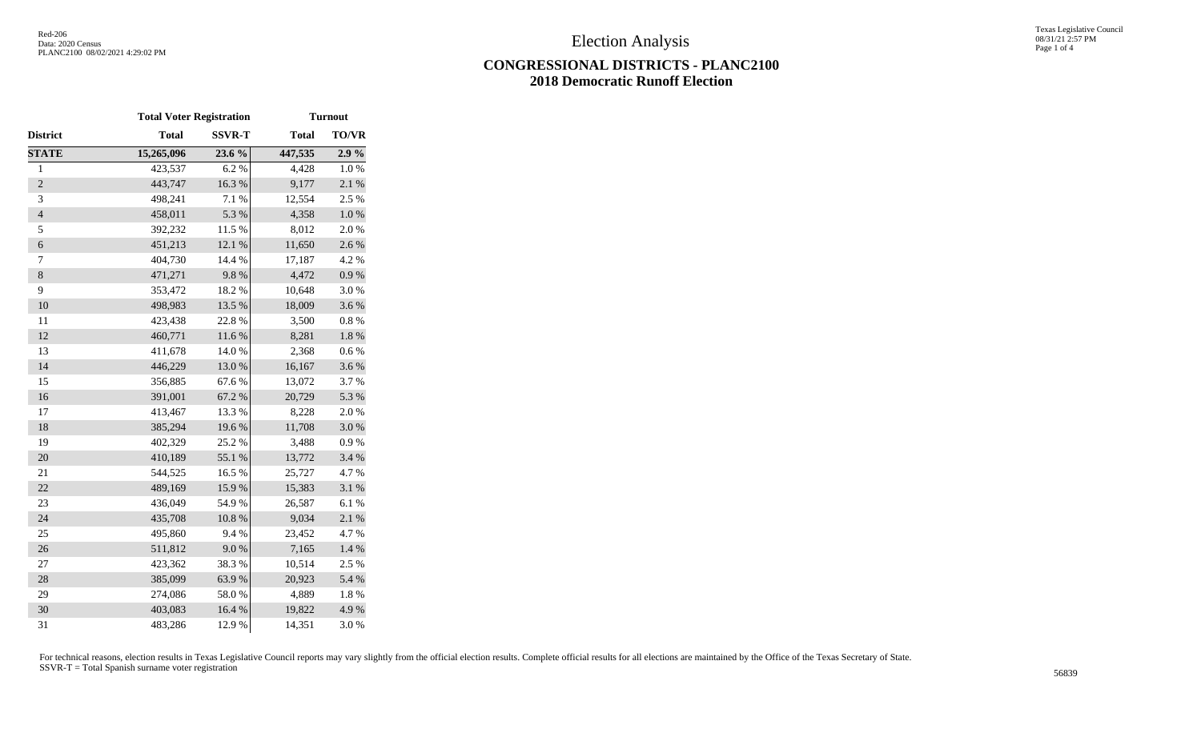# Election Analysis

## CONGRESSIONAL DISTRICTS - PLANC2100
## 2018 Democratic Runoff Election

| | Total Voter Registration | | Turnout | |
|---|---|---|---|---|
| **District** | **Total** | **SSVR-T** | **Total** | **TO/VR** |
| **STATE** | **15,265,096** | **23.6 %** | **447,535** | **2.9 %** |
| 1 | 423,537 | 6.2 % | 4,428 | 1.0 % |
| 2 | 443,747 | 16.3 % | 9,177 | 2.1 % |
| 3 | 498,241 | 7.1 % | 12,554 | 2.5 % |
| 4 | 458,011 | 5.3 % | 4,358 | 1.0 % |
| 5 | 392,232 | 11.5 % | 8,012 | 2.0 % |
| 6 | 451,213 | 12.1 % | 11,650 | 2.6 % |
| 7 | 404,730 | 14.4 % | 17,187 | 4.2 % |
| 8 | 471,271 | 9.8 % | 4,472 | 0.9 % |
| 9 | 353,472 | 18.2 % | 10,648 | 3.0 % |
| 10 | 498,983 | 13.5 % | 18,009 | 3.6 % |
| 11 | 423,438 | 22.8 % | 3,500 | 0.8 % |
| 12 | 460,771 | 11.6 % | 8,281 | 1.8 % |
| 13 | 411,678 | 14.0 % | 2,368 | 0.6 % |
| 14 | 446,229 | 13.0 % | 16,167 | 3.6 % |
| 15 | 356,885 | 67.6 % | 13,072 | 3.7 % |
| 16 | 391,001 | 67.2 % | 20,729 | 5.3 % |
| 17 | 413,467 | 13.3 % | 8,228 | 2.0 % |
| 18 | 385,294 | 19.6 % | 11,708 | 3.0 % |
| 19 | 402,329 | 25.2 % | 3,488 | 0.9 % |
| 20 | 410,189 | 55.1 % | 13,772 | 3.4 % |
| 21 | 544,525 | 16.5 % | 25,727 | 4.7 % |
| 22 | 489,169 | 15.9 % | 15,383 | 3.1 % |
| 23 | 436,049 | 54.9 % | 26,587 | 6.1 % |
| 24 | 435,708 | 10.8 % | 9,034 | 2.1 % |
| 25 | 495,860 | 9.4 % | 23,452 | 4.7 % |
| 26 | 511,812 | 9.0 % | 7,165 | 1.4 % |
| 27 | 423,362 | 38.3 % | 10,514 | 2.5 % |
| 28 | 385,099 | 63.9 % | 20,923 | 5.4 % |
| 29 | 274,086 | 58.0 % | 4,889 | 1.8 % |
| 30 | 403,083 | 16.4 % | 19,822 | 4.9 % |
| 31 | 483,286 | 12.9 % | 14,351 | 3.0 % |

For technical reasons, election results in Texas Legislative Council reports may vary slightly from the official election results. Complete official results for all elections are maintained by the Office of the Texas Secretary of State.
SSVR-T = Total Spanish surname voter registration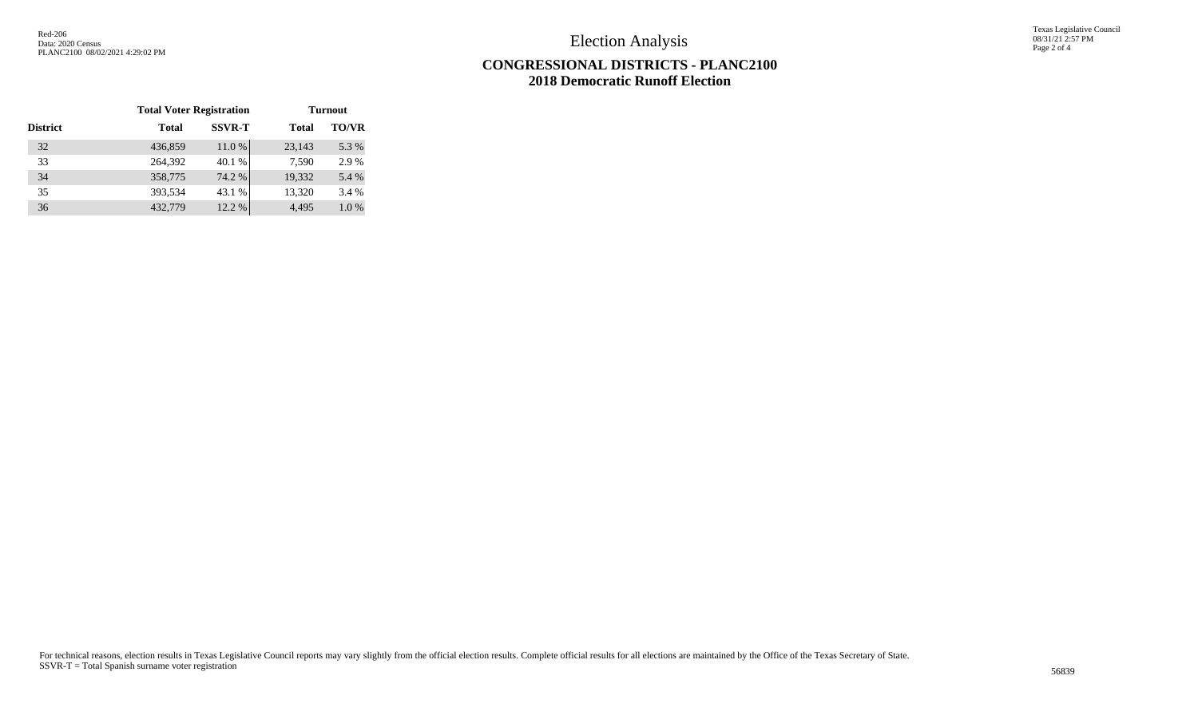# Election Analysis

## CONGRESSIONAL DISTRICTS - PLANC2100
## 2018 Democratic Runoff Election

| | Total Voter Registration | | Turnout | |
|---|---|---|---|---|
| **District** | **Total** | **SSVR-T** | **Total** | **TO/VR** |
| 32 | 436,859 | 11.0 % | 23,143 | 5.3 % |
| 33 | 264,392 | 40.1 % | 7,590 | 2.9 % |
| 34 | 358,775 | 74.2 % | 19,332 | 5.4 % |
| 35 | 393,534 | 43.1 % | 13,320 | 3.4 % |
| 36 | 432,779 | 12.2 % | 4,495 | 1.0 % |

For technical reasons, election results in Texas Legislative Council reports may vary slightly from the official election results. Complete official results for all elections are maintained by the Office of the Texas Secretary of State.
SSVR-T = Total Spanish surname voter registration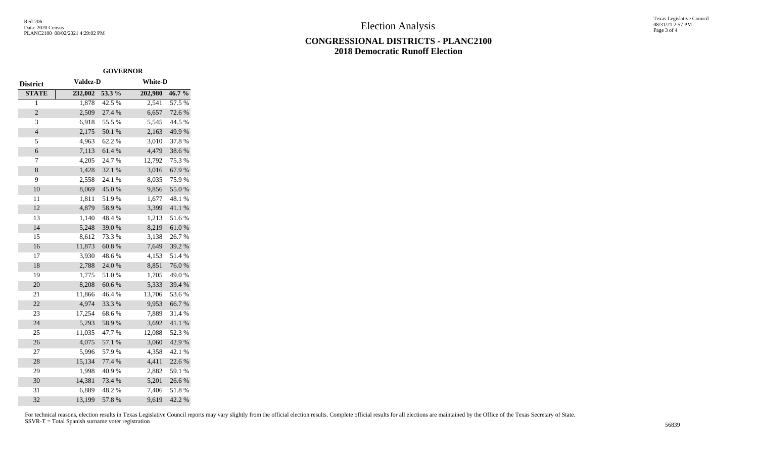# Election Analysis

## CONGRESSIONAL DISTRICTS - PLANC2100
## 2018 Democratic Runoff Election

| | GOVERNOR | | | |
|---|---|---|---|---|
| District | Valdez-D | | White-D | |
| **STATE** | **232,002** | **53.3 %** | **202,980** | **46.7 %** |
| 1 | 1,878 | 42.5 % | 2,541 | 57.5 % |
| 2 | 2,509 | 27.4 % | 6,657 | 72.6 % |
| 3 | 6,918 | 55.5 % | 5,545 | 44.5 % |
| 4 | 2,175 | 50.1 % | 2,163 | 49.9 % |
| 5 | 4,963 | 62.2 % | 3,010 | 37.8 % |
| 6 | 7,113 | 61.4 % | 4,479 | 38.6 % |
| 7 | 4,205 | 24.7 % | 12,792 | 75.3 % |
| 8 | 1,428 | 32.1 % | 3,016 | 67.9 % |
| 9 | 2,558 | 24.1 % | 8,035 | 75.9 % |
| 10 | 8,069 | 45.0 % | 9,856 | 55.0 % |
| 11 | 1,811 | 51.9 % | 1,677 | 48.1 % |
| 12 | 4,879 | 58.9 % | 3,399 | 41.1 % |
| 13 | 1,140 | 48.4 % | 1,213 | 51.6 % |
| 14 | 5,248 | 39.0 % | 8,219 | 61.0 % |
| 15 | 8,612 | 73.3 % | 3,138 | 26.7 % |
| 16 | 11,873 | 60.8 % | 7,649 | 39.2 % |
| 17 | 3,930 | 48.6 % | 4,153 | 51.4 % |
| 18 | 2,788 | 24.0 % | 8,851 | 76.0 % |
| 19 | 1,775 | 51.0 % | 1,705 | 49.0 % |
| 20 | 8,208 | 60.6 % | 5,333 | 39.4 % |
| 21 | 11,866 | 46.4 % | 13,706 | 53.6 % |
| 22 | 4,974 | 33.3 % | 9,953 | 66.7 % |
| 23 | 17,254 | 68.6 % | 7,889 | 31.4 % |
| 24 | 5,293 | 58.9 % | 3,692 | 41.1 % |
| 25 | 11,035 | 47.7 % | 12,088 | 52.3 % |
| 26 | 4,075 | 57.1 % | 3,060 | 42.9 % |
| 27 | 5,996 | 57.9 % | 4,358 | 42.1 % |
| 28 | 15,134 | 77.4 % | 4,411 | 22.6 % |
| 29 | 1,998 | 40.9 % | 2,882 | 59.1 % |
| 30 | 14,381 | 73.4 % | 5,201 | 26.6 % |
| 31 | 6,889 | 48.2 % | 7,406 | 51.8 % |
| 32 | 13,199 | 57.8 % | 9,619 | 42.2 % |

For technical reasons, election results in Texas Legislative Council reports may vary slightly from the official election results. Complete official results for all elections are maintained by the Office of the Texas Secretary of State.
SSVR-T = Total Spanish surname voter registration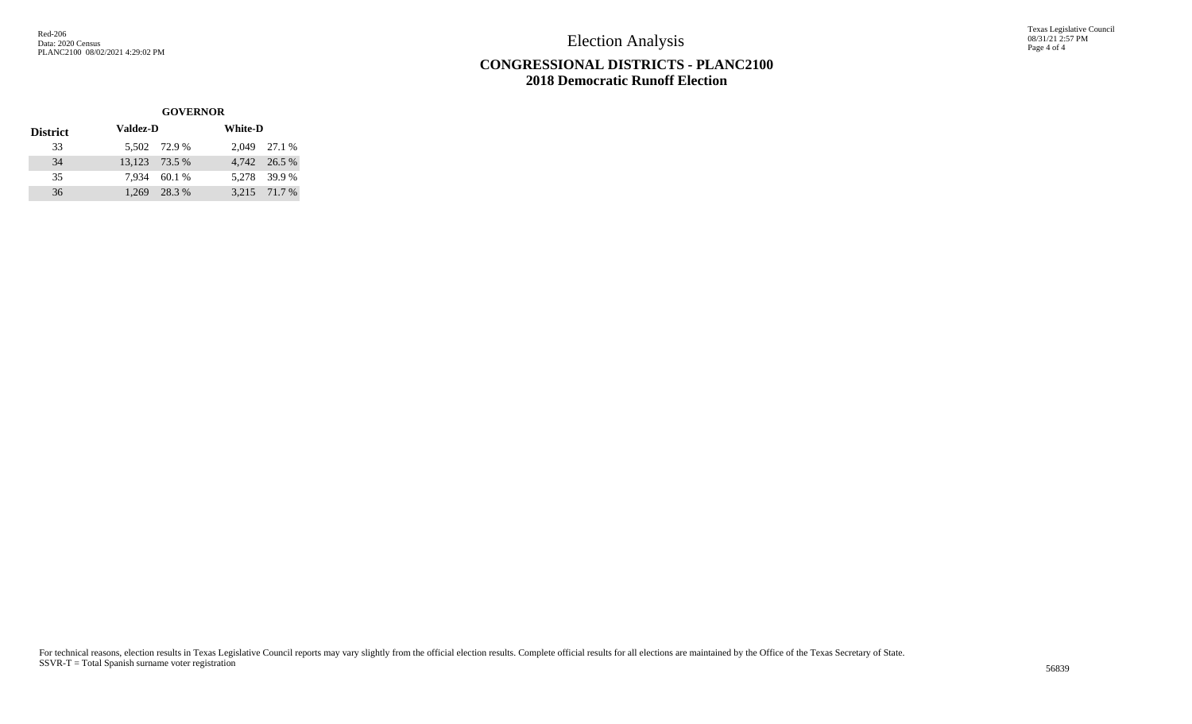# Election Analysis

## CONGRESSIONAL DISTRICTS - PLANC2100
## 2018 Democratic Runoff Election

| | GOVERNOR | | | |
|---|---|---|---|---|
| District | Valdez-D | | White-D | |
| 33 | 5,502 | 72.9 % | 2,049 | 27.1 % |
| 34 | 13,123 | 73.5 % | 4,742 | 26.5 % |
| 35 | 7,934 | 60.1 % | 5,278 | 39.9 % |
| 36 | 1,269 | 28.3 % | 3,215 | 71.7 % |

For technical reasons, election results in Texas Legislative Council reports may vary slightly from the official election results. Complete official results for all elections are maintained by the Office of the Texas Secretary of State.
SSVR-T = Total Spanish surname voter registration